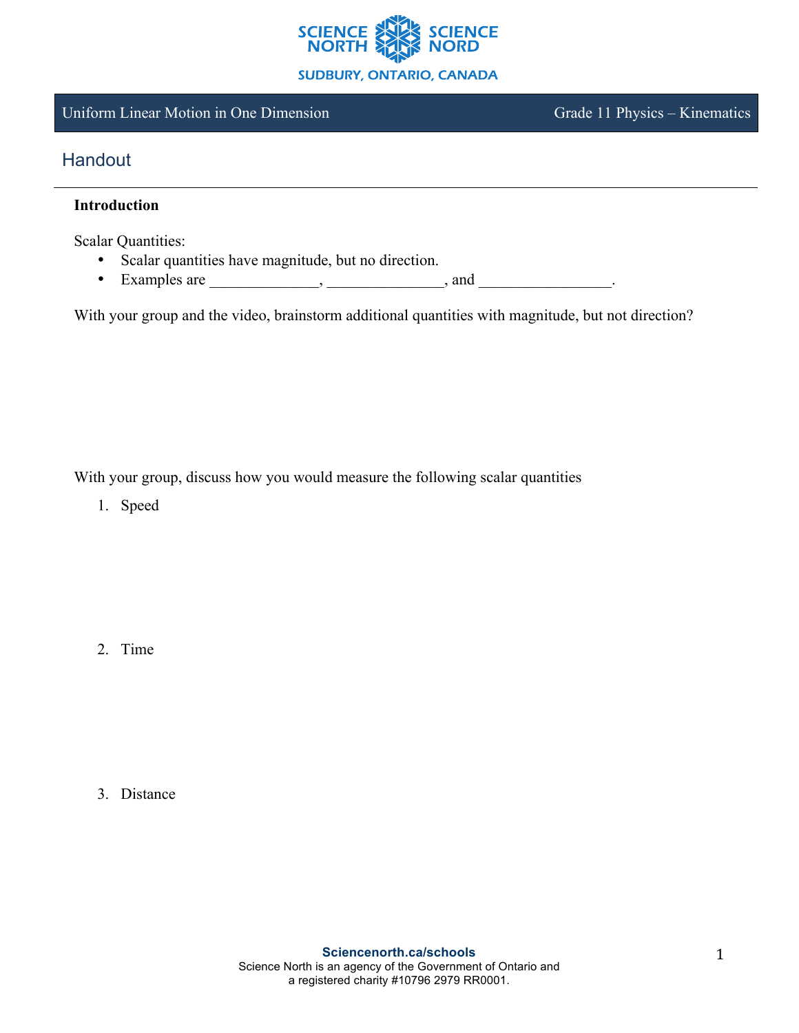Uniform Linear Motion in One Dimension | Grade 11 Physics – Kinematics

## Handout

**Introduction**

Scalar Quantities:

- Scalar quantities have magnitude, but no direction.
- Examples are ______________, _______________, and _________________.

With your group and the video, brainstorm additional quantities with magnitude, but not direction?

With your group, discuss how you would measure the following scalar quantities

1. Speed

2. Time

3. Distance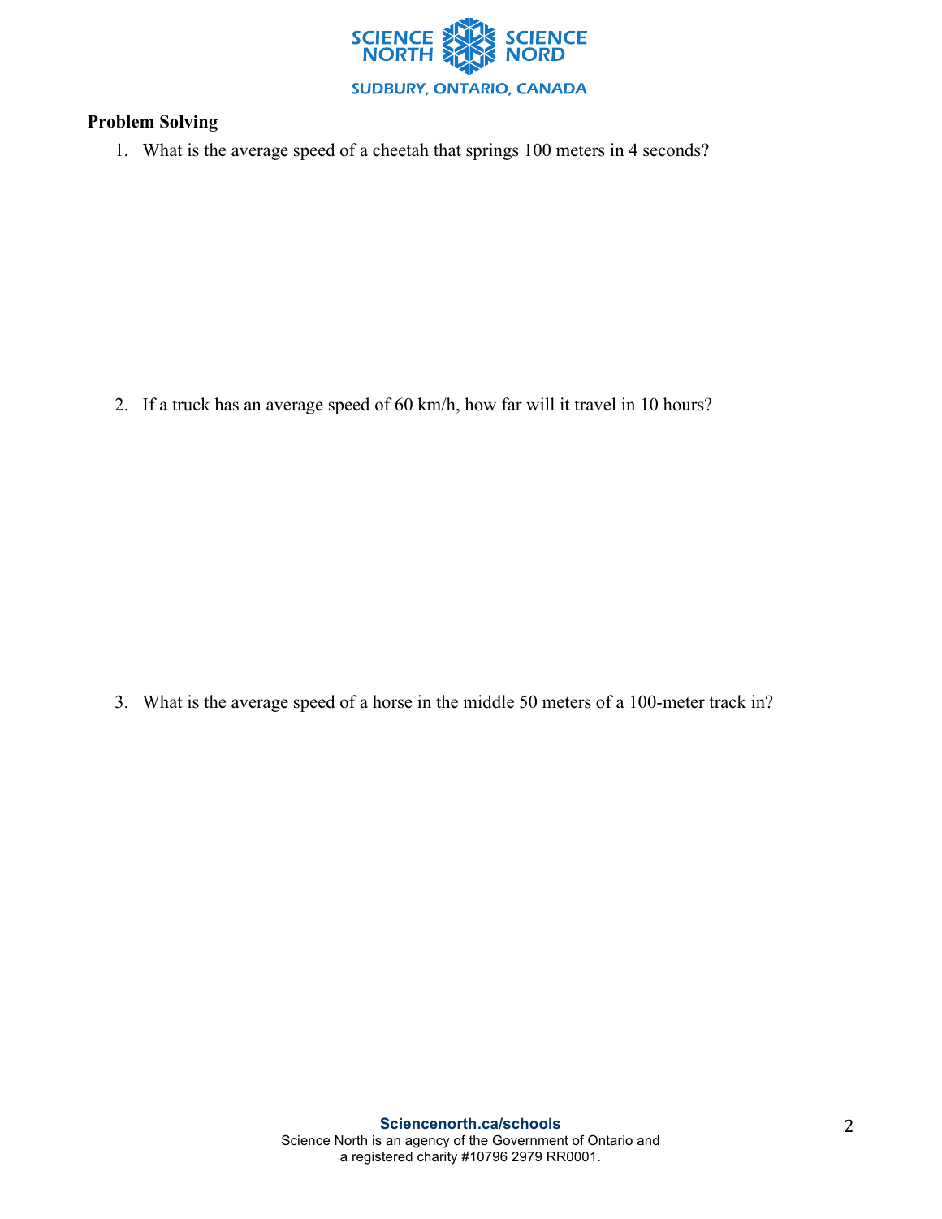**Problem Solving**

1. What is the average speed of a cheetah that springs 100 meters in 4 seconds?

2. If a truck has an average speed of 60 km/h, how far will it travel in 10 hours?

3. What is the average speed of a horse in the middle 50 meters of a 100-meter track in?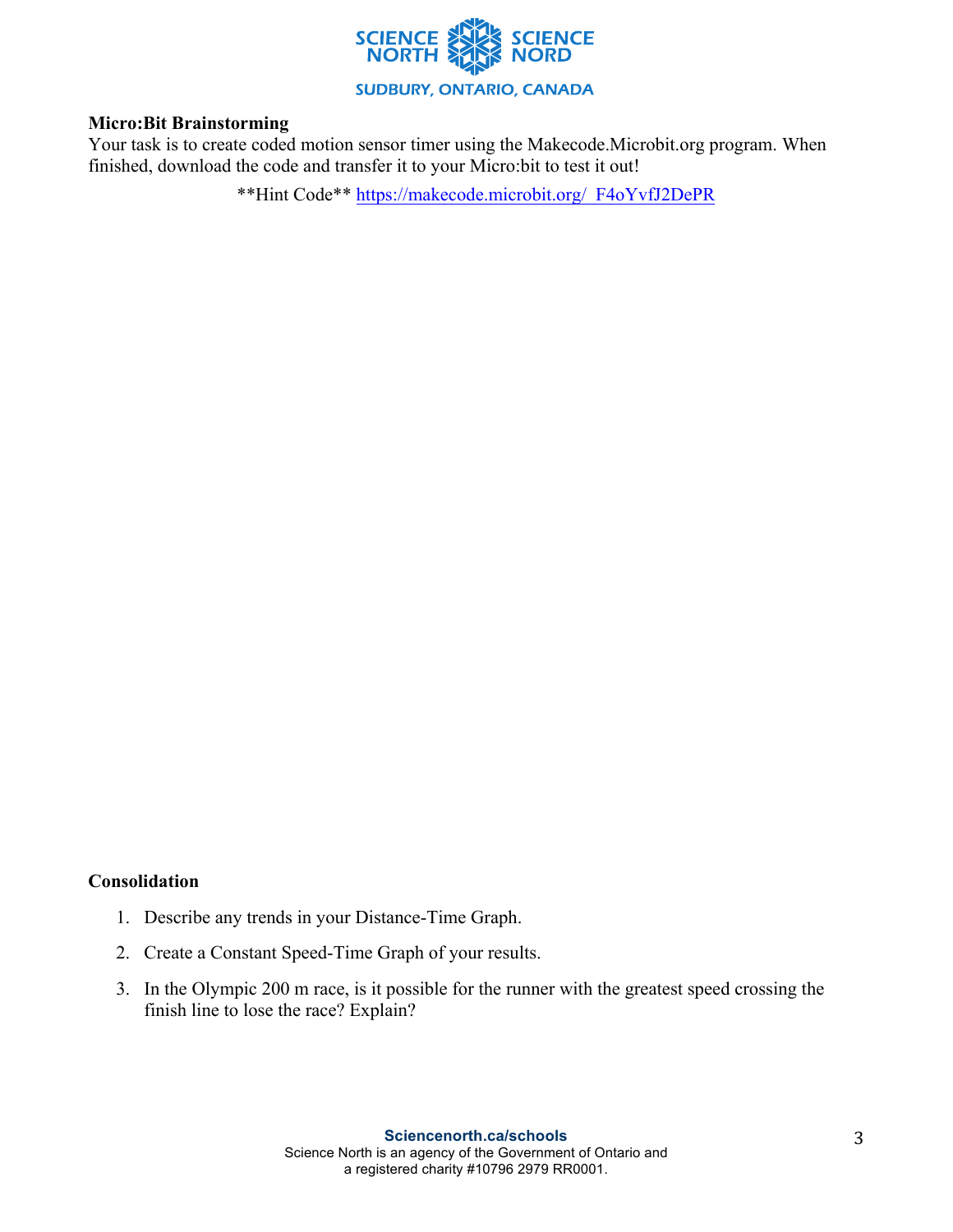**Micro:Bit Brainstorming**

Your task is to create coded motion sensor timer using the Makecode.Microbit.org program. When finished, download the code and transfer it to your Micro:bit to test it out!

**Hint Code** https://makecode.microbit.org/_F4oYvfJ2DePR

**Consolidation**

1. Describe any trends in your Distance-Time Graph.
2. Create a Constant Speed-Time Graph of your results.
3. In the Olympic 200 m race, is it possible for the runner with the greatest speed crossing the finish line to lose the race? Explain?